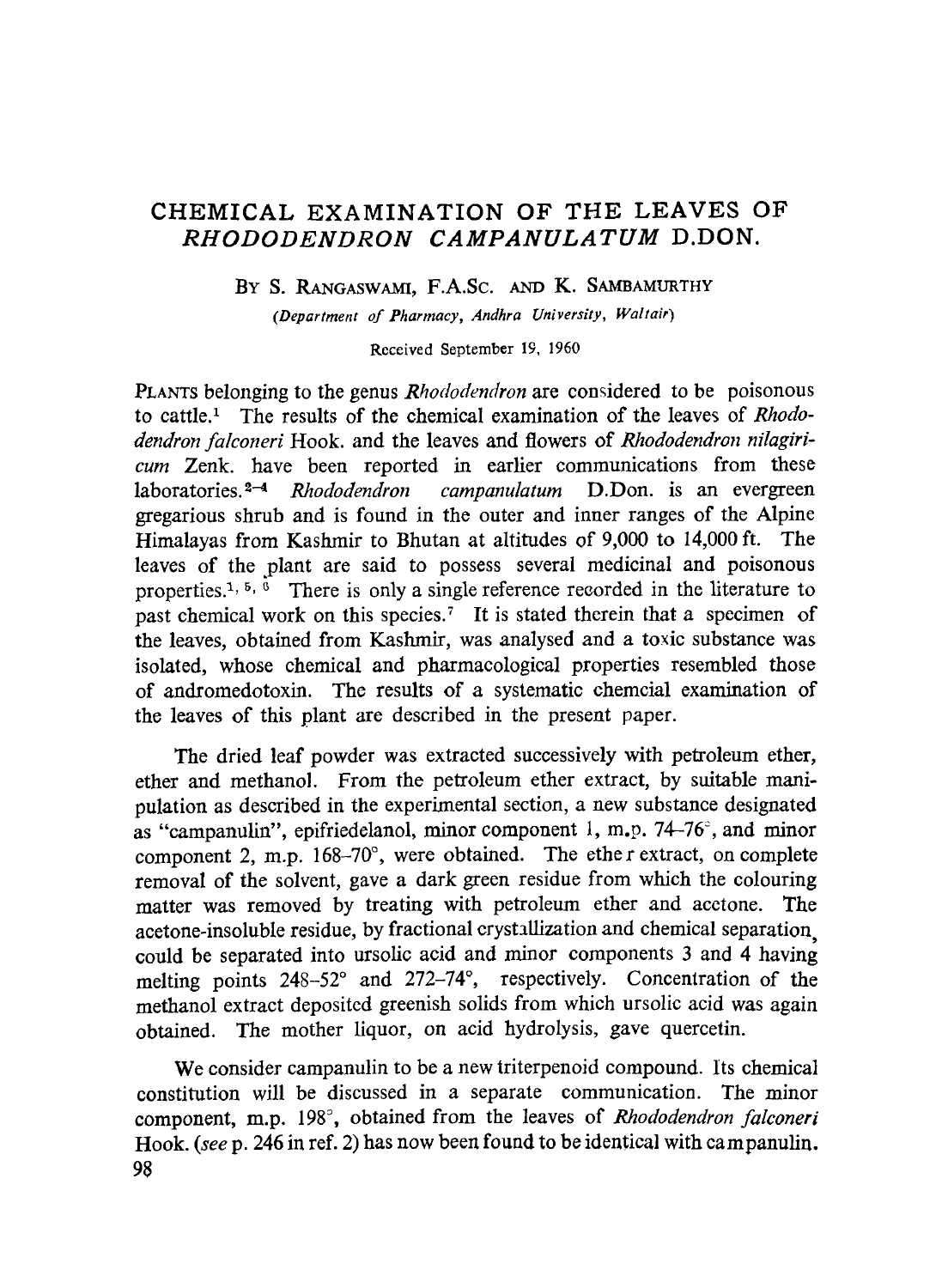# CHEMICAL EXAMINATION OF THE LEAVES OF *RHODODENDRON CAMPANULATUM* D.DON.

By S. Rangaswami, F.A.Sc. and K. Sambamurthy

*(Department of Pharmacy, Andhra University, Waltair)*

Received September 19, 1960

Plants belonging to the genus *Rhododendron* are considered to be poisonous to cattle.[1] The results of the chemical examination of the leaves of *Rhododendron falconeri* Hook. and the leaves and flowers of *Rhododendron nilagiricum* Zenk. have been reported in earlier communications from these laboratories.[2-4] *Rhododendron campanulatum* D.Don. is an evergreen gregarious shrub and is found in the outer and inner ranges of the Alpine Himalayas from Kashmir to Bhutan at altitudes of 9,000 to 14,000 ft. The leaves of the plant are said to possess several medicinal and poisonous properties.[1, 5, 6] There is only a single reference recorded in the literature to past chemical work on this species.[7] It is stated therein that a specimen of the leaves, obtained from Kashmir, was analysed and a toxic substance was isolated, whose chemical and pharmacological properties resembled those of andromedotoxin. The results of a systematic chemcial examination of the leaves of this plant are described in the present paper.

The dried leaf powder was extracted successively with petroleum ether, ether and methanol. From the petroleum ether extract, by suitable manipulation as described in the experimental section, a new substance designated as "campanulin", epifriedelanol, minor component 1, m.p. 74–76°, and minor component 2, m.p. 168–70°, were obtained. The ether extract, on complete removal of the solvent, gave a dark green residue from which the colouring matter was removed by treating with petroleum ether and acetone. The acetone-insoluble residue, by fractional crystallization and chemical separation, could be separated into ursolic acid and minor components 3 and 4 having melting points 248–52° and 272–74°, respectively. Concentration of the methanol extract deposited greenish solids from which ursolic acid was again obtained. The mother liquor, on acid hydrolysis, gave quercetin.

We consider campanulin to be a new triterpenoid compound. Its chemical constitution will be discussed in a separate communication. The minor component, m.p. 198°, obtained from the leaves of *Rhododendron falconeri* Hook. (*see* p. 246 in ref. 2) has now been found to be identical with campanulin.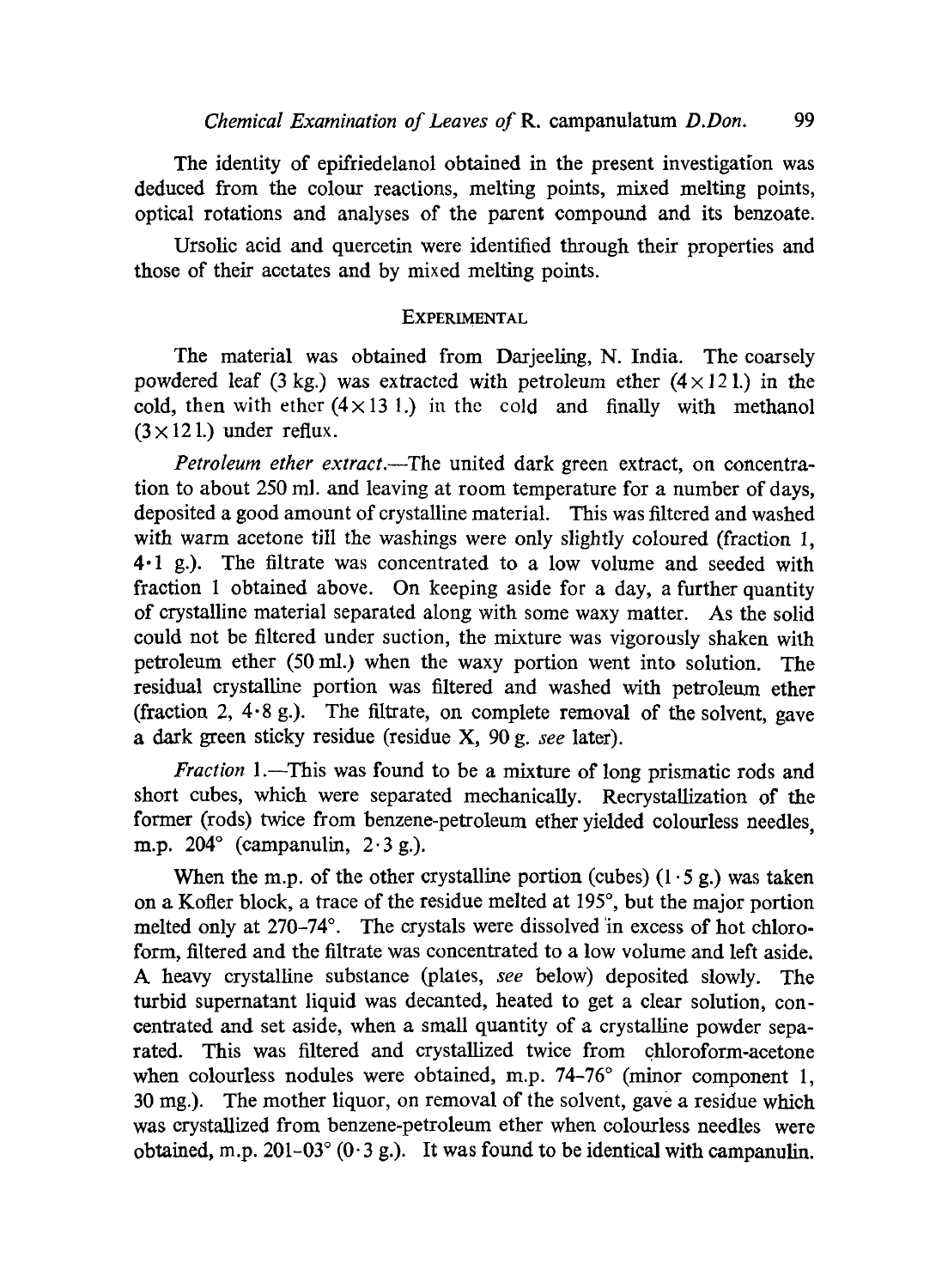The identity of epifriedelanol obtained in the present investigation was deduced from the colour reactions, melting points, mixed melting points, optical rotations and analyses of the parent compound and its benzoate.

Ursolic acid and quercetin were identified through their properties and those of their acetates and by mixed melting points.

## EXPERIMENTAL

The material was obtained from Darjeeling, N. India. The coarsely powdered leaf (3 kg.) was extracted with petroleum ether ($4 \times 12$ l.) in the cold, then with ether ($4 \times 13$ l.) in the cold and finally with methanol ($3 \times 12$ l.) under reflux.

*Petroleum ether extract.*—The united dark green extract, on concentration to about 250 ml. and leaving at room temperature for a number of days, deposited a good amount of crystalline material. This was filtered and washed with warm acetone till the washings were only slightly coloured (fraction 1, 4·1 g.). The filtrate was concentrated to a low volume and seeded with fraction 1 obtained above. On keeping aside for a day, a further quantity of crystalline material separated along with some waxy matter. As the solid could not be filtered under suction, the mixture was vigorously shaken with petroleum ether (50 ml.) when the waxy portion went into solution. The residual crystalline portion was filtered and washed with petroleum ether (fraction 2, 4·8 g.). The filtrate, on complete removal of the solvent, gave a dark green sticky residue (residue X, 90 g. *see* later).

*Fraction* 1.—This was found to be a mixture of long prismatic rods and short cubes, which were separated mechanically. Recrystallization of the former (rods) twice from benzene-petroleum ether yielded colourless needles, m.p. 204° (campanulin, 2·3 g.).

When the m.p. of the other crystalline portion (cubes) (1·5 g.) was taken on a Kofler block, a trace of the residue melted at 195°, but the major portion melted only at 270–74°. The crystals were dissolved in excess of hot chloroform, filtered and the filtrate was concentrated to a low volume and left aside. A heavy crystalline substance (plates, *see* below) deposited slowly. The turbid supernatant liquid was decanted, heated to get a clear solution, concentrated and set aside, when a small quantity of a crystalline powder separated. This was filtered and crystallized twice from chloroform-acetone when colourless nodules were obtained, m.p. 74–76° (minor component 1, 30 mg.). The mother liquor, on removal of the solvent, gave a residue which was crystallized from benzene-petroleum ether when colourless needles were obtained, m.p. 201–03° (0·3 g.). It was found to be identical with campanulin.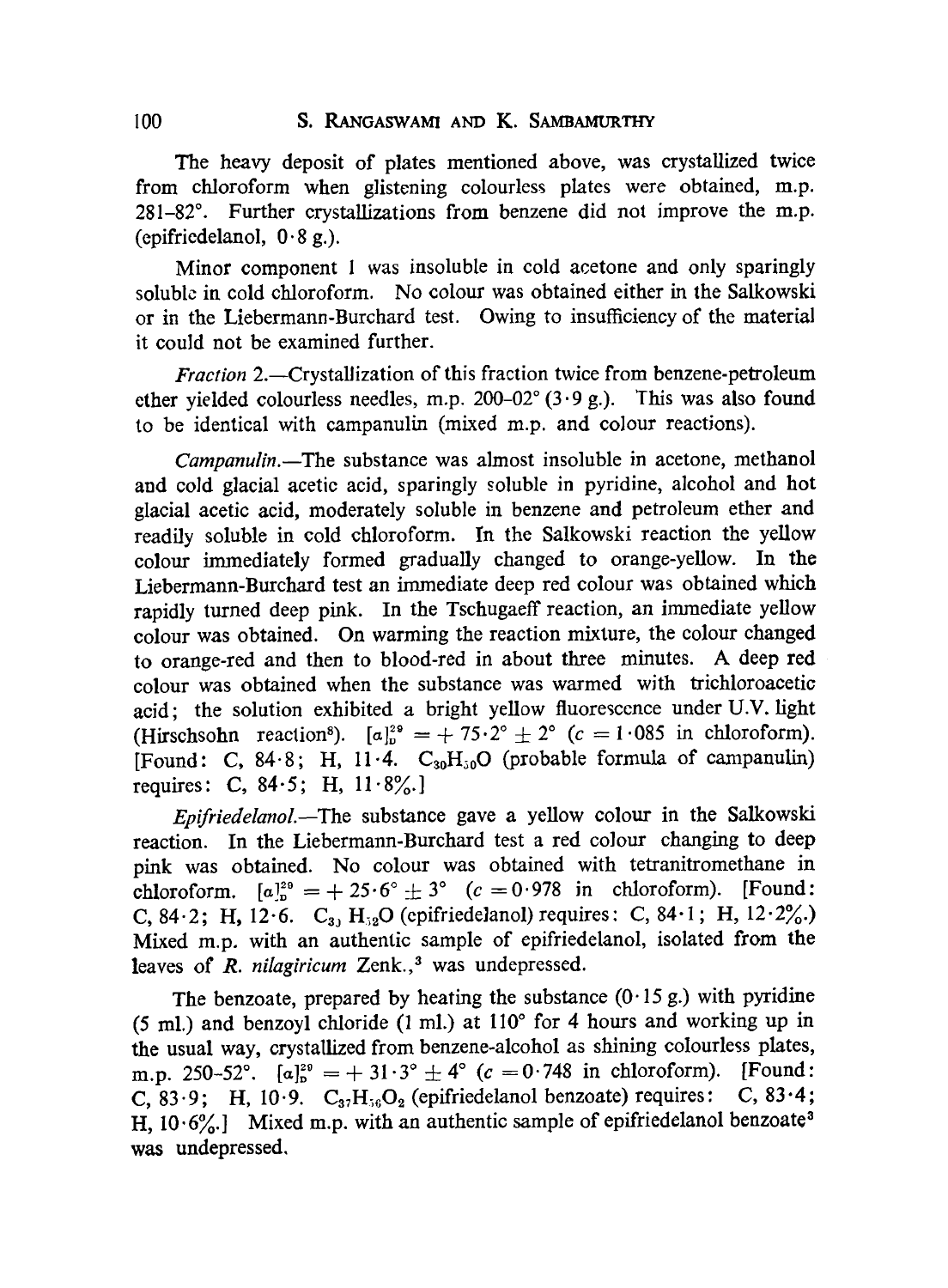The heavy deposit of plates mentioned above, was crystallized twice from chloroform when glistening colourless plates were obtained, m.p. 281–82°. Further crystallizations from benzene did not improve the m.p. (epifriedelanol, 0·8 g.).

Minor component 1 was insoluble in cold acetone and only sparingly soluble in cold chloroform. No colour was obtained either in the Salkowski or in the Liebermann-Burchard test. Owing to insufficiency of the material it could not be examined further.

*Fraction* 2.—Crystallization of this fraction twice from benzene-petroleum ether yielded colourless needles, m.p. 200–02° (3·9 g.). This was also found to be identical with campanulin (mixed m.p. and colour reactions).

*Campanulin.*—The substance was almost insoluble in acetone, methanol and cold glacial acetic acid, sparingly soluble in pyridine, alcohol and hot glacial acetic acid, moderately soluble in benzene and petroleum ether and readily soluble in cold chloroform. In the Salkowski reaction the yellow colour immediately formed gradually changed to orange-yellow. In the Liebermann-Burchard test an immediate deep red colour was obtained which rapidly turned deep pink. In the Tschugaeff reaction, an immediate yellow colour was obtained. On warming the reaction mixture, the colour changed to orange-red and then to blood-red in about three minutes. A deep red colour was obtained when the substance was warmed with trichloroacetic acid; the solution exhibited a bright yellow fluorescence under U.V. light (Hirschsohn reaction[8]). $[\alpha]_D^{29} = +75\cdot2° \pm 2°$ ($c = 1\cdot085$ in chloroform). [Found: C, 84·8; H, 11·4. $C_{30}H_{50}O$ (probable formula of campanulin) requires: C, 84·5; H, 11·8%.]

*Epifriedelanol.*—The substance gave a yellow colour in the Salkowski reaction. In the Liebermann-Burchard test a red colour changing to deep pink was obtained. No colour was obtained with tetranitromethane in chloroform. $[\alpha]_D^{29} = +25\cdot6° \pm 3°$ ($c = 0\cdot978$ in chloroform). [Found: C, 84·2; H, 12·6. $C_{30}H_{52}O$ (epifriedelanol) requires: C, 84·1; H, 12·2%.) Mixed m.p. with an authentic sample of epifriedelanol, isolated from the leaves of *R. nilagiricum* Zenk.,[3] was undepressed.

The benzoate, prepared by heating the substance (0·15 g.) with pyridine (5 ml.) and benzoyl chloride (1 ml.) at 110° for 4 hours and working up in the usual way, crystallized from benzene-alcohol as shining colourless plates, m.p. 250–52°. $[\alpha]_D^{29} = +31\cdot3° \pm 4°$ ($c = 0\cdot748$ in chloroform). [Found: C, 83·9; H, 10·9. $C_{37}H_{56}O_2$ (epifriedelanol benzoate) requires: C, 83·4; H, 10·6%.] Mixed m.p. with an authentic sample of epifriedelanol benzoate[3] was undepressed.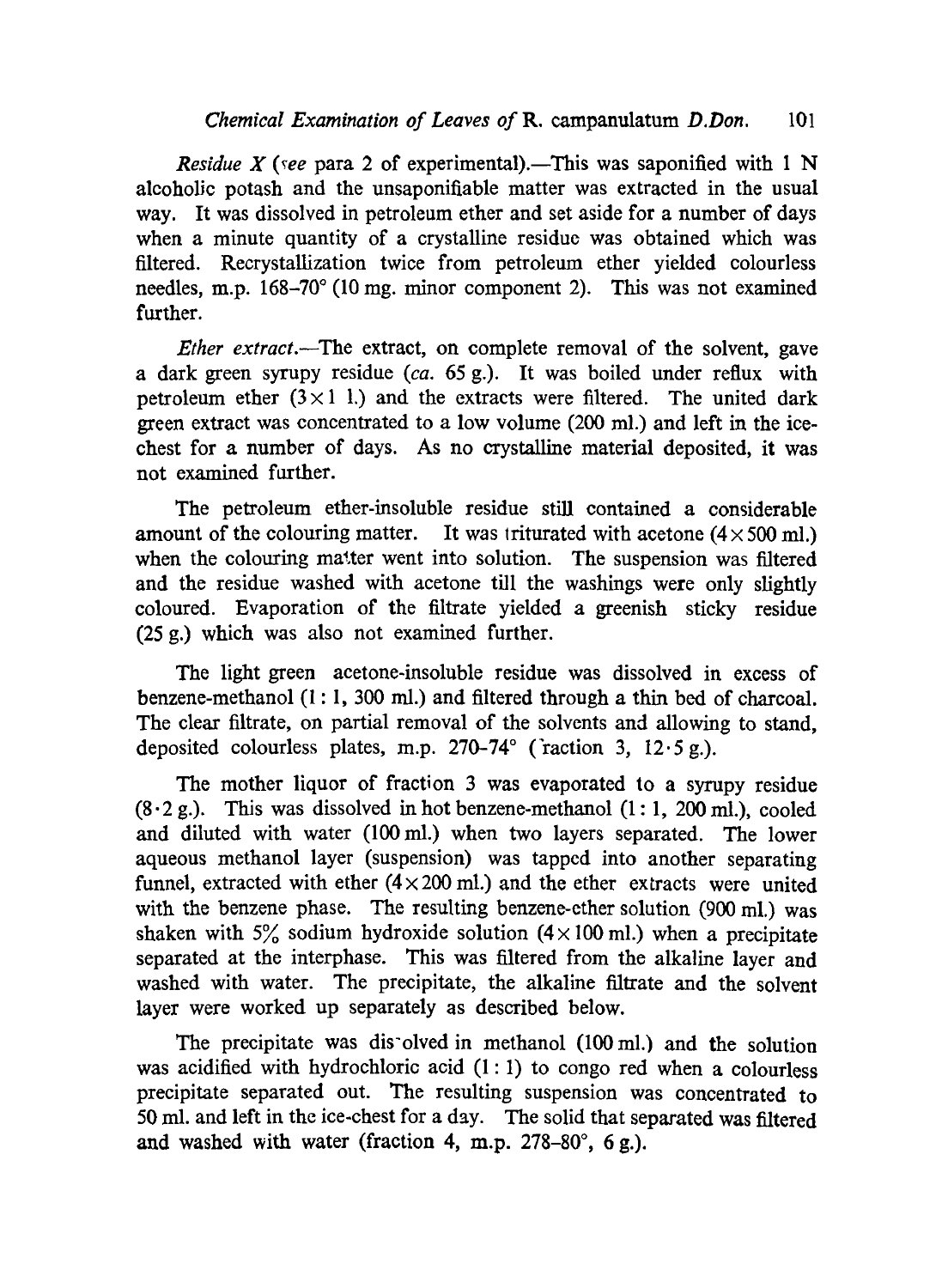*Residue X* (*see* para 2 of experimental).—This was saponified with 1 N alcoholic potash and the unsaponifiable matter was extracted in the usual way. It was dissolved in petroleum ether and set aside for a number of days when a minute quantity of a crystalline residue was obtained which was filtered. Recrystallization twice from petroleum ether yielded colourless needles, m.p. 168–70° (10 mg. minor component 2). This was not examined further.

*Ether extract.*—The extract, on complete removal of the solvent, gave a dark green syrupy residue (*ca.* 65 g.). It was boiled under reflux with petroleum ether ($3 \times 1$ l.) and the extracts were filtered. The united dark green extract was concentrated to a low volume (200 ml.) and left in the ice-chest for a number of days. As no crystalline material deposited, it was not examined further.

The petroleum ether-insoluble residue still contained a considerable amount of the colouring matter. It was triturated with acetone ($4 \times 500$ ml.) when the colouring matter went into solution. The suspension was filtered and the residue washed with acetone till the washings were only slightly coloured. Evaporation of the filtrate yielded a greenish sticky residue (25 g.) which was also not examined further.

The light green acetone-insoluble residue was dissolved in excess of benzene-methanol (1 : 1, 300 ml.) and filtered through a thin bed of charcoal. The clear filtrate, on partial removal of the solvents and allowing to stand, deposited colourless plates, m.p. 270–74° (fraction 3, 12·5 g.).

The mother liquor of fraction 3 was evaporated to a syrupy residue (8·2 g.). This was dissolved in hot benzene-methanol (1 : 1, 200 ml.), cooled and diluted with water (100 ml.) when two layers separated. The lower aqueous methanol layer (suspension) was tapped into another separating funnel, extracted with ether ($4 \times 200$ ml.) and the ether extracts were united with the benzene phase. The resulting benzene-ether solution (900 ml.) was shaken with 5% sodium hydroxide solution ($4 \times 100$ ml.) when a precipitate separated at the interphase. This was filtered from the alkaline layer and washed with water. The precipitate, the alkaline filtrate and the solvent layer were worked up separately as described below.

The precipitate was dissolved in methanol (100 ml.) and the solution was acidified with hydrochloric acid (1 : 1) to congo red when a colourless precipitate separated out. The resulting suspension was concentrated to 50 ml. and left in the ice-chest for a day. The solid that separated was filtered and washed with water (fraction 4, m.p. 278–80°, 6 g.).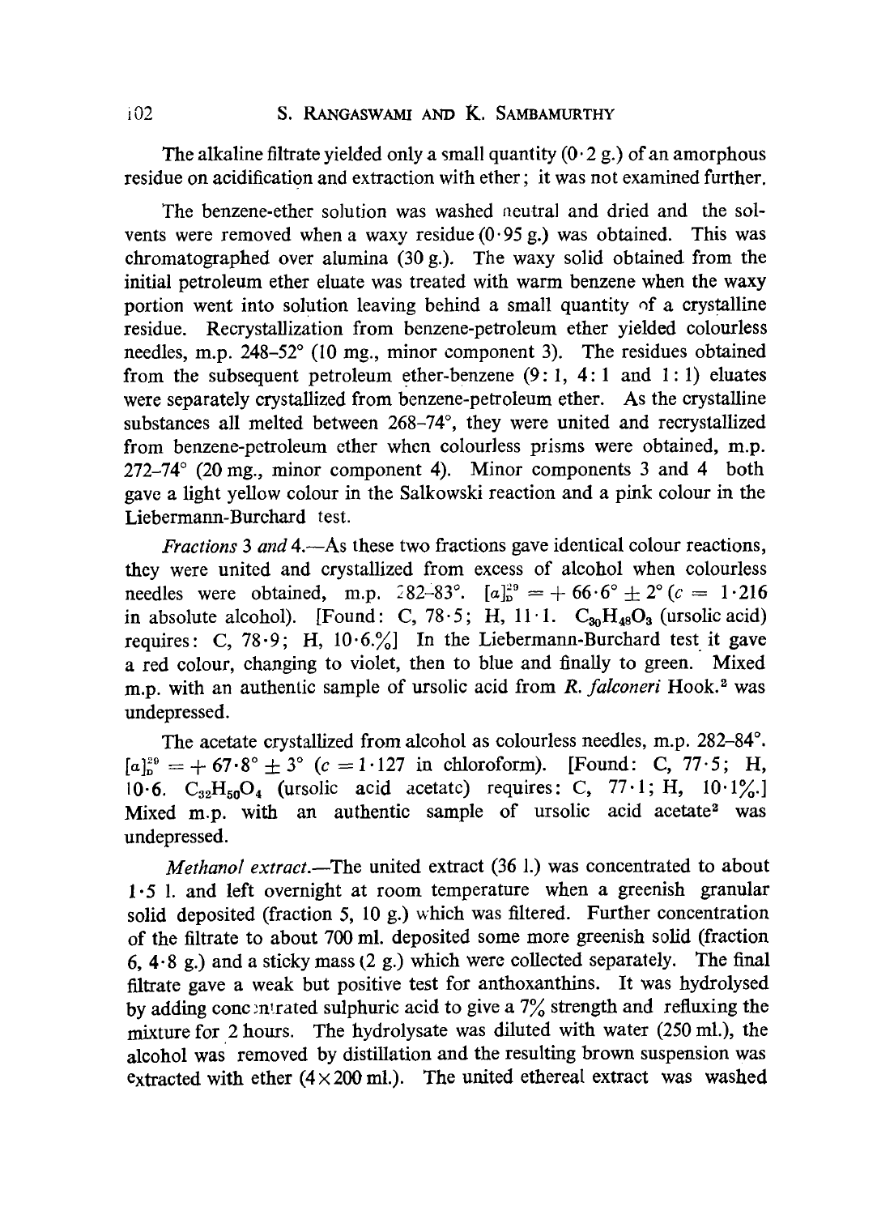The alkaline filtrate yielded only a small quantity (0·2 g.) of an amorphous residue on acidification and extraction with ether; it was not examined further.

The benzene-ether solution was washed neutral and dried and the solvents were removed when a waxy residue (0·95 g.) was obtained. This was chromatographed over alumina (30 g.). The waxy solid obtained from the initial petroleum ether eluate was treated with warm benzene when the waxy portion went into solution leaving behind a small quantity of a crystalline residue. Recrystallization from benzene-petroleum ether yielded colourless needles, m.p. 248–52° (10 mg., minor component 3). The residues obtained from the subsequent petroleum ether-benzene (9 : 1, 4 : 1 and 1 : 1) eluates were separately crystallized from benzene-petroleum ether. As the crystalline substances all melted between 268–74°, they were united and recrystallized from benzene-petroleum ether when colourless prisms were obtained, m.p. 272–74° (20 mg., minor component 4). Minor components 3 and 4 both gave a light yellow colour in the Salkowski reaction and a pink colour in the Liebermann-Burchard test.

*Fractions* 3 *and* 4.—As these two fractions gave identical colour reactions, they were united and crystallized from excess of alcohol when colourless needles were obtained, m.p. 282–83°. $[\alpha]_D^{29} = +66 \cdot 6° \pm 2°$ ($c = 1 \cdot 216$ in absolute alcohol). [Found: C, 78·5; H, 11·1. $C_{30}H_{48}O_3$ (ursolic acid) requires: C, 78·9; H, 10·6.%] In the Liebermann-Burchard test it gave a red colour, changing to violet, then to blue and finally to green. Mixed m.p. with an authentic sample of ursolic acid from *R. falconeri* Hook.[2] was undepressed.

The acetate crystallized from alcohol as colourless needles, m.p. 282–84°. $[\alpha]_D^{29} = +67 \cdot 8° \pm 3°$ ($c = 1 \cdot 127$ in chloroform). [Found: C, 77·5; H, 10·6. $C_{32}H_{50}O_4$ (ursolic acid acetate) requires: C, 77·1; H, 10·1%.] Mixed m.p. with an authentic sample of ursolic acid acetate[2] was undepressed.

*Methanol extract*.—The united extract (36 l.) was concentrated to about 1·5 l. and left overnight at room temperature when a greenish granular solid deposited (fraction 5, 10 g.) which was filtered. Further concentration of the filtrate to about 700 ml. deposited some more greenish solid (fraction 6, 4·8 g.) and a sticky mass (2 g.) which were collected separately. The final filtrate gave a weak but positive test for anthoxanthins. It was hydrolysed by adding concentrated sulphuric acid to give a 7% strength and refluxing the mixture for 2 hours. The hydrolysate was diluted with water (250 ml.), the alcohol was removed by distillation and the resulting brown suspension was extracted with ether (4 × 200 ml.). The united ethereal extract was washed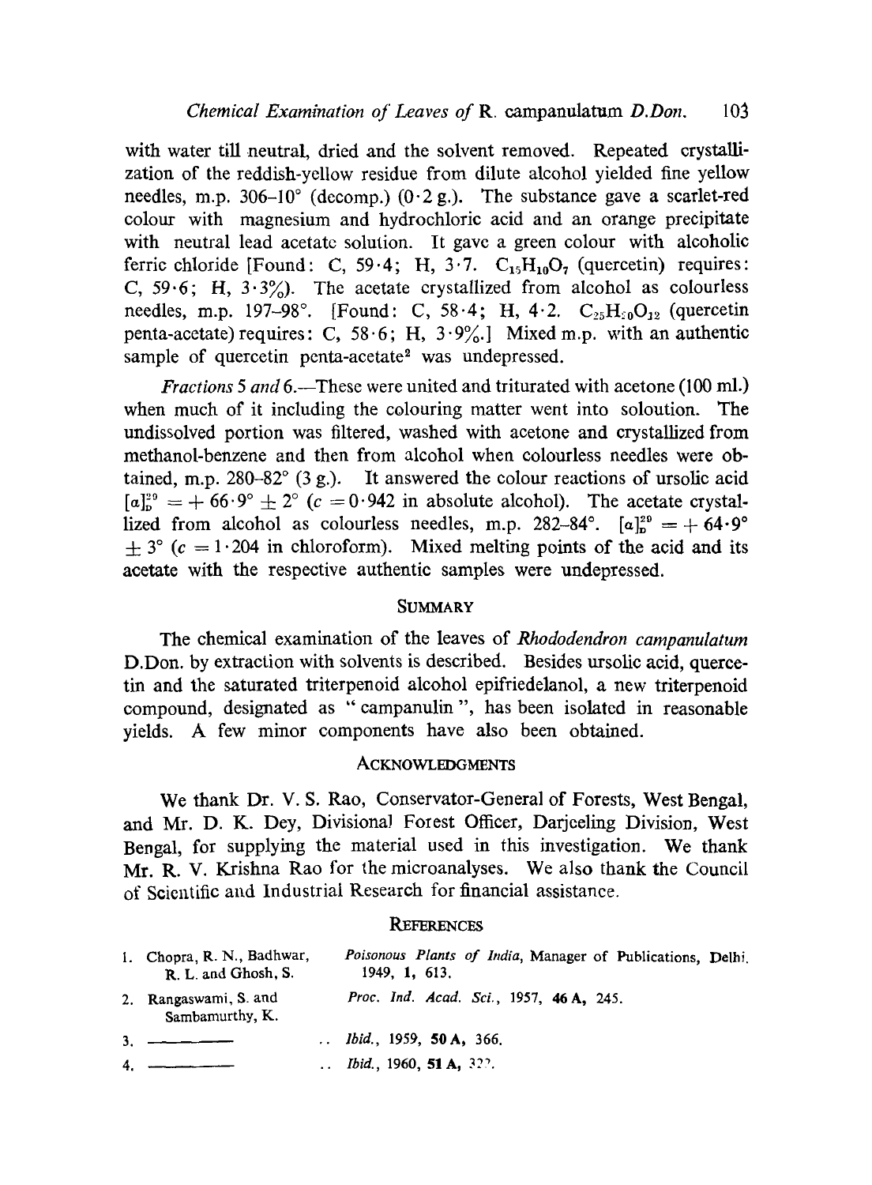with water till neutral, dried and the solvent removed. Repeated crystallization of the reddish-yellow residue from dilute alcohol yielded fine yellow needles, m.p. 306–10° (decomp.) (0·2 g.). The substance gave a scarlet-red colour with magnesium and hydrochloric acid and an orange precipitate with neutral lead acetate solution. It gave a green colour with alcoholic ferric chloride [Found: C, 59·4; H, 3·7. $C_{15}H_{10}O_7$ (quercetin) requires: C, 59·6; H, 3·3%). The acetate crystallized from alcohol as colourless needles, m.p. 197–98°. [Found: C, 58·4; H, 4·2. $C_{25}H_{20}O_{12}$ (quercetin penta-acetate) requires: C, 58·6; H, 3·9%.] Mixed m.p. with an authentic sample of quercetin penta-acetate[2] was undepressed.

*Fractions* 5 *and* 6.—These were united and triturated with acetone (100 ml.) when much of it including the colouring matter went into soloution. The undissolved portion was filtered, washed with acetone and crystallized from methanol-benzene and then from alcohol when colourless needles were obtained, m.p. 280–82° (3 g.). It answered the colour reactions of ursolic acid $[\alpha]_D^{20} = +66 \cdot 9° \pm 2°$ ($c = 0 \cdot 942$ in absolute alcohol). The acetate crystallized from alcohol as colourless needles, m.p. 282–84°. $[\alpha]_D^{20} = +64 \cdot 9° \pm 3°$ ($c = 1 \cdot 204$ in chloroform). Mixed melting points of the acid and its acetate with the respective authentic samples were undepressed.

## Summary

The chemical examination of the leaves of *Rhododendron campanulatum* D.Don. by extraction with solvents is described. Besides ursolic acid, quercetin and the saturated triterpenoid alcohol epifriedelanol, a new triterpenoid compound, designated as "campanulin", has been isolated in reasonable yields. A few minor components have also been obtained.

## Acknowledgments

We thank Dr. V. S. Rao, Conservator-General of Forests, West Bengal, and Mr. D. K. Dey, Divisional Forest Officer, Darjeeling Division, West Bengal, for supplying the material used in this investigation. We thank Mr. R. V. Krishna Rao for the microanalyses. We also thank the Council of Scientific and Industrial Research for financial assistance.

## References

| | |
|---|---|
| 1. Chopra, R. N., Badhwar, R. L. and Ghosh, S. | *Poisonous Plants of India*, Manager of Publications, Delhi. 1949, **1**, 613. |
| 2. Rangaswami, S. and Sambamurthy, K. | *Proc. Ind. Acad. Sci.*, 1957, **46 A**, 245. |
| 3. ———— | .. *Ibid.*, 1959, **50 A**, 366. |
| 4. ———— | .. *Ibid.*, 1960, **51 A**, 322. |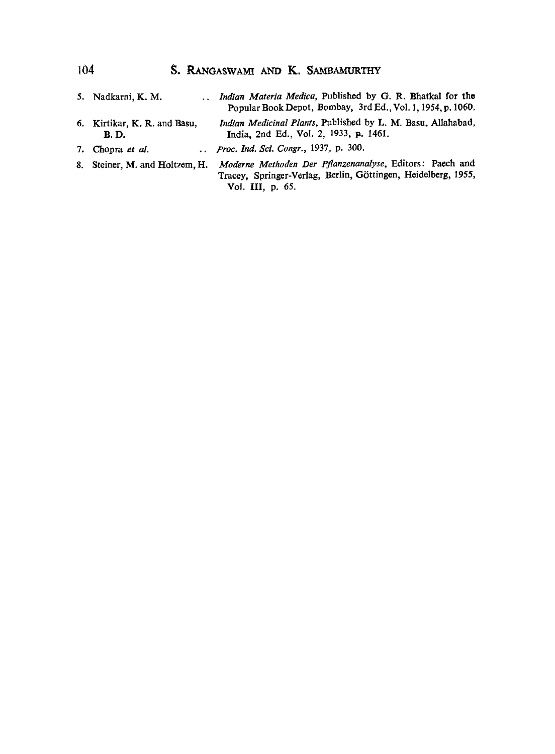5. Nadkarni, K. M. .. *Indian Materia Medica*, Published by G. R. Bhatkal for the Popular Book Depot, Bombay, 3rd Ed., Vol. 1, 1954, p. 1060.

6. Kirtikar, K. R. and Basu, B. D. *Indian Medicinal Plants*, Published by L. M. Basu, Allahabad, India, 2nd Ed., Vol. 2, 1933, p. 1461.

7. Chopra *et al.* .. *Proc. Ind. Sci. Congr.*, 1937, p. 300.

8. Steiner, M. and Holtzem, H. *Moderne Methoden Der Pflanzenanalyse*, Editors: Paech and Tracey, Springer-Verlag, Berlin, Göttingen, Heidelberg, 1955, Vol. III, p. 65.